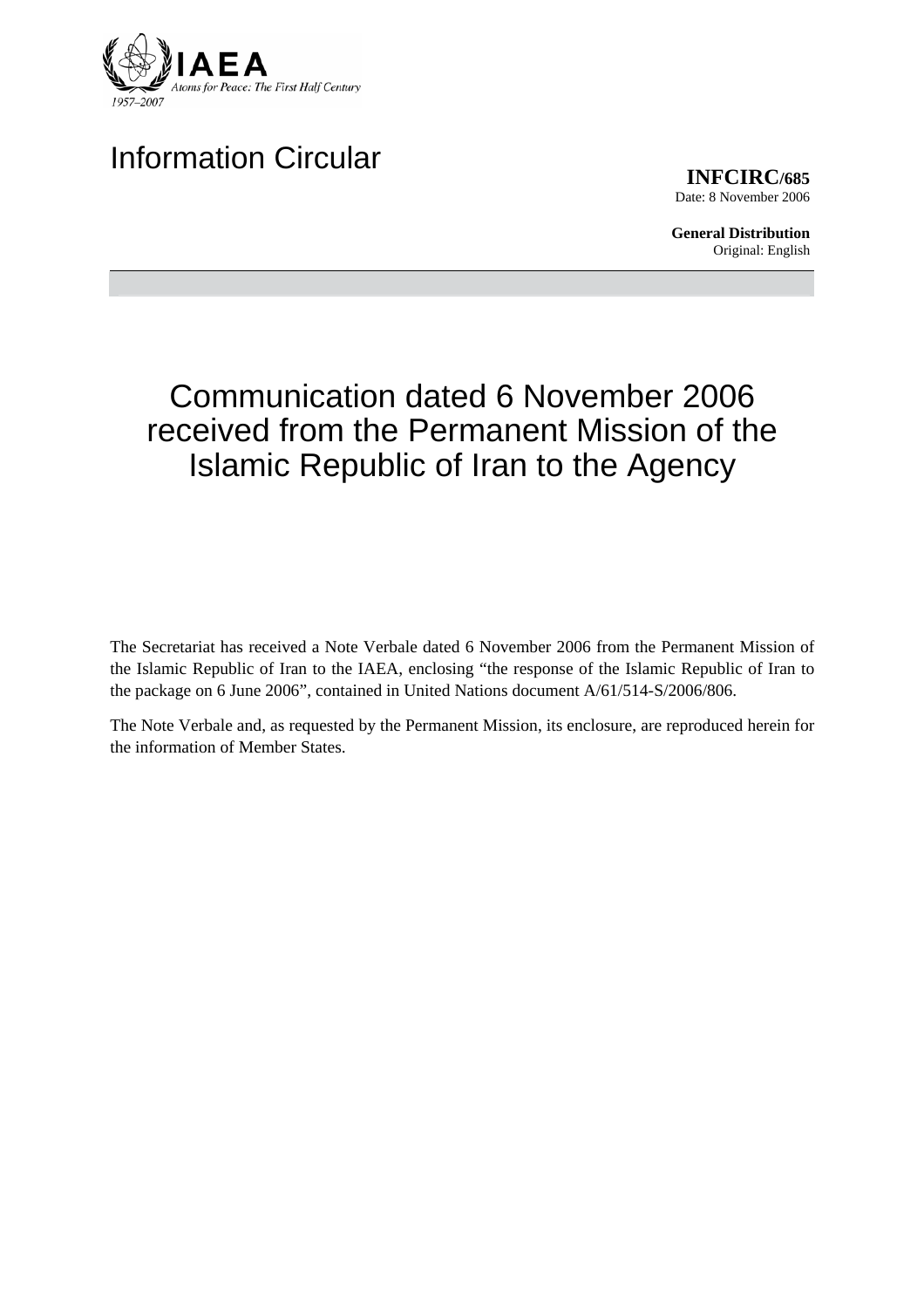Information Circular

**INFCIRC/685**
Date: 8 November 2006

**General Distribution**
Original: English

# Communication dated 6 November 2006 received from the Permanent Mission of the Islamic Republic of Iran to the Agency

The Secretariat has received a Note Verbale dated 6 November 2006 from the Permanent Mission of the Islamic Republic of Iran to the IAEA, enclosing "the response of the Islamic Republic of Iran to the package on 6 June 2006", contained in United Nations document A/61/514-S/2006/806.

The Note Verbale and, as requested by the Permanent Mission, its enclosure, are reproduced herein for the information of Member States.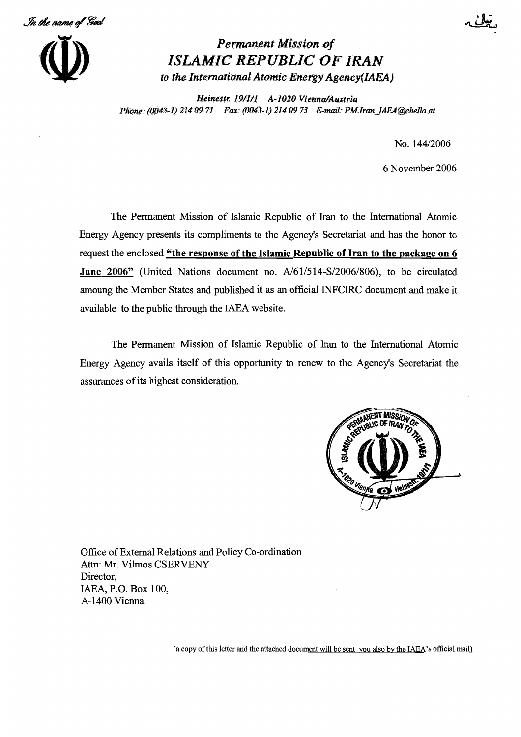*In the name of God*

# *Permanent Mission of*
# *ISLAMIC REPUBLIC OF IRAN*
### *to the International Atomic Energy Agency(IAEA)*

*Heinestr. 19/1/1 A-1020 Vienna/Austria*
*Phone: (0043-1) 214 09 71 Fax: (0043-1) 214 09 73 E-mail: PM.Iran_IAEA@chello.at*

No. 144/2006

6 November 2006

The Permanent Mission of Islamic Republic of Iran to the International Atomic Energy Agency presents its compliments to the Agency's Secretariat and has the honor to request the enclosed **"the response of the Islamic Republic of Iran to the package on 6 June 2006"** (United Nations document no. A/61/514-S/2006/806), to be circulated amoung the Member States and published it as an official INFCIRC document and make it available to the public through the IAEA website.

The Permanent Mission of Islamic Republic of Iran to the International Atomic Energy Agency avails itself of this opportunity to renew to the Agency's Secretariat the assurances of its highest consideration.

PERMANENT MISSION OF ISLAMIC REPUBLIC OF IRAN TO THE IAEA A-1020 Vienna Heinestr. 19/1/1

Office of External Relations and Policy Co-ordination
Attn: Mr. Vilmos CSERVENY
Director,
IAEA, P.O. Box 100,
A-1400 Vienna

(a copy of this letter and the attached document will be sent you also by the IAEA's official mail)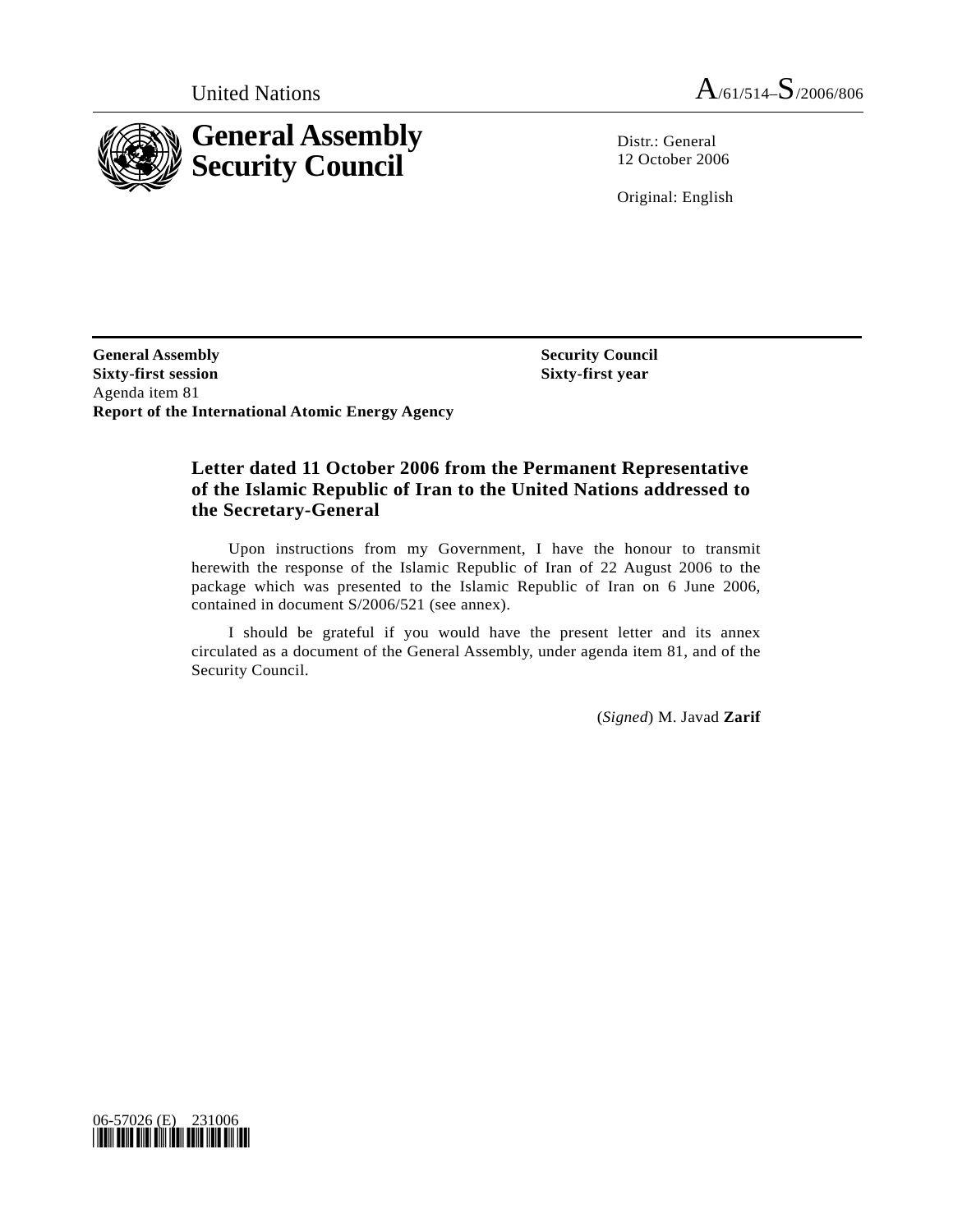United Nations A/61/514–S/2006/806

# General Assembly Security Council

Distr.: General
12 October 2006

Original: English

**General Assembly**
**Sixty-first session**
Agenda item 81
**Report of the International Atomic Energy Agency**

**Security Council**
**Sixty-first year**

## Letter dated 11 October 2006 from the Permanent Representative of the Islamic Republic of Iran to the United Nations addressed to the Secretary-General

Upon instructions from my Government, I have the honour to transmit herewith the response of the Islamic Republic of Iran of 22 August 2006 to the package which was presented to the Islamic Republic of Iran on 6 June 2006, contained in document S/2006/521 (see annex).

I should be grateful if you would have the present letter and its annex circulated as a document of the General Assembly, under agenda item 81, and of the Security Council.

(*Signed*) M. Javad **Zarif**

06-57026 (E) 231006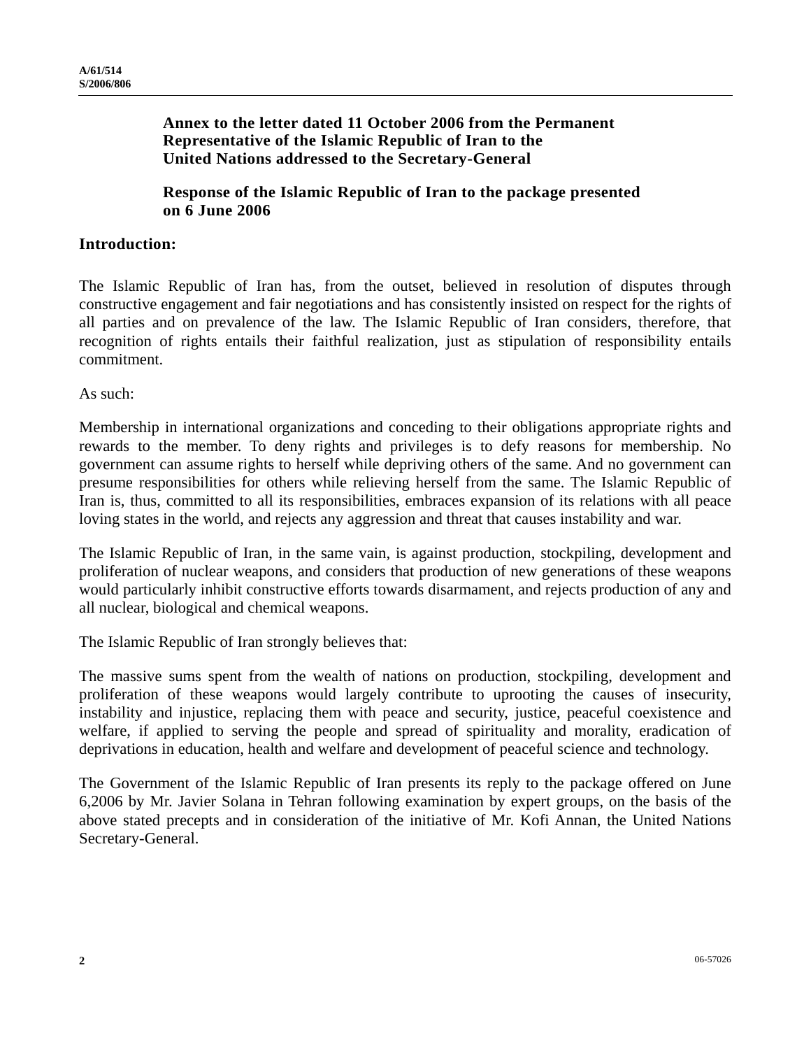**Annex to the letter dated 11 October 2006 from the Permanent Representative of the Islamic Republic of Iran to the United Nations addressed to the Secretary-General**

**Response of the Islamic Republic of Iran to the package presented on 6 June 2006**

## Introduction:

The Islamic Republic of Iran has, from the outset, believed in resolution of disputes through constructive engagement and fair negotiations and has consistently insisted on respect for the rights of all parties and on prevalence of the law. The Islamic Republic of Iran considers, therefore, that recognition of rights entails their faithful realization, just as stipulation of responsibility entails commitment.

As such:

Membership in international organizations and conceding to their obligations appropriate rights and rewards to the member. To deny rights and privileges is to defy reasons for membership. No government can assume rights to herself while depriving others of the same. And no government can presume responsibilities for others while relieving herself from the same. The Islamic Republic of Iran is, thus, committed to all its responsibilities, embraces expansion of its relations with all peace loving states in the world, and rejects any aggression and threat that causes instability and war.

The Islamic Republic of Iran, in the same vain, is against production, stockpiling, development and proliferation of nuclear weapons, and considers that production of new generations of these weapons would particularly inhibit constructive efforts towards disarmament, and rejects production of any and all nuclear, biological and chemical weapons.

The Islamic Republic of Iran strongly believes that:

The massive sums spent from the wealth of nations on production, stockpiling, development and proliferation of these weapons would largely contribute to uprooting the causes of insecurity, instability and injustice, replacing them with peace and security, justice, peaceful coexistence and welfare, if applied to serving the people and spread of spirituality and morality, eradication of deprivations in education, health and welfare and development of peaceful science and technology.

The Government of the Islamic Republic of Iran presents its reply to the package offered on June 6,2006 by Mr. Javier Solana in Tehran following examination by expert groups, on the basis of the above stated precepts and in consideration of the initiative of Mr. Kofi Annan, the United Nations Secretary-General.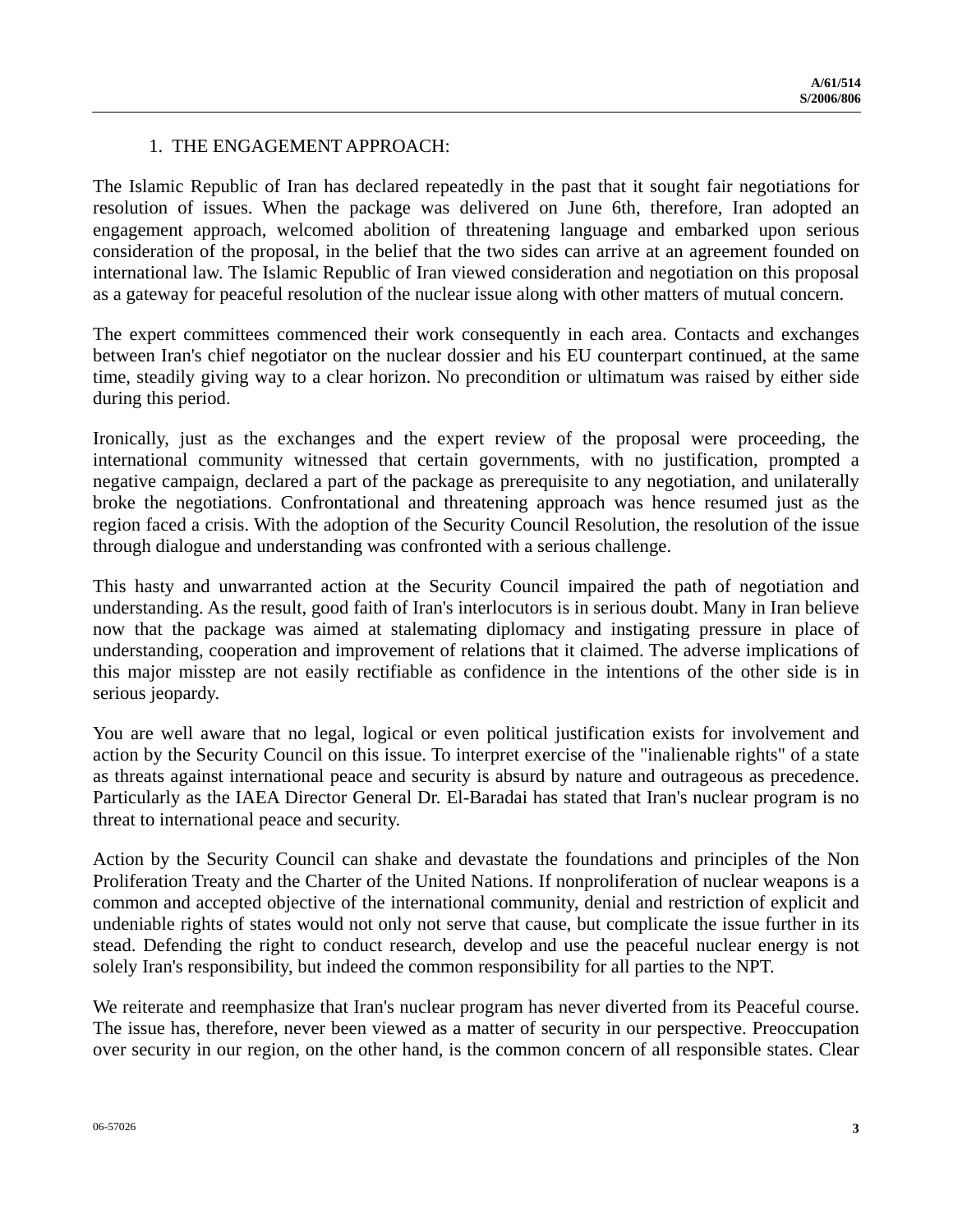1. THE ENGAGEMENT APPROACH:

The Islamic Republic of Iran has declared repeatedly in the past that it sought fair negotiations for resolution of issues. When the package was delivered on June 6th, therefore, Iran adopted an engagement approach, welcomed abolition of threatening language and embarked upon serious consideration of the proposal, in the belief that the two sides can arrive at an agreement founded on international law. The Islamic Republic of Iran viewed consideration and negotiation on this proposal as a gateway for peaceful resolution of the nuclear issue along with other matters of mutual concern.

The expert committees commenced their work consequently in each area. Contacts and exchanges between Iran's chief negotiator on the nuclear dossier and his EU counterpart continued, at the same time, steadily giving way to a clear horizon. No precondition or ultimatum was raised by either side during this period.

Ironically, just as the exchanges and the expert review of the proposal were proceeding, the international community witnessed that certain governments, with no justification, prompted a negative campaign, declared a part of the package as prerequisite to any negotiation, and unilaterally broke the negotiations. Confrontational and threatening approach was hence resumed just as the region faced a crisis. With the adoption of the Security Council Resolution, the resolution of the issue through dialogue and understanding was confronted with a serious challenge.

This hasty and unwarranted action at the Security Council impaired the path of negotiation and understanding. As the result, good faith of Iran's interlocutors is in serious doubt. Many in Iran believe now that the package was aimed at stalemating diplomacy and instigating pressure in place of understanding, cooperation and improvement of relations that it claimed. The adverse implications of this major misstep are not easily rectifiable as confidence in the intentions of the other side is in serious jeopardy.

You are well aware that no legal, logical or even political justification exists for involvement and action by the Security Council on this issue. To interpret exercise of the "inalienable rights" of a state as threats against international peace and security is absurd by nature and outrageous as precedence. Particularly as the IAEA Director General Dr. El-Baradai has stated that Iran's nuclear program is no threat to international peace and security.

Action by the Security Council can shake and devastate the foundations and principles of the Non Proliferation Treaty and the Charter of the United Nations. If nonproliferation of nuclear weapons is a common and accepted objective of the international community, denial and restriction of explicit and undeniable rights of states would not only not serve that cause, but complicate the issue further in its stead. Defending the right to conduct research, develop and use the peaceful nuclear energy is not solely Iran's responsibility, but indeed the common responsibility for all parties to the NPT.

We reiterate and reemphasize that Iran's nuclear program has never diverted from its Peaceful course. The issue has, therefore, never been viewed as a matter of security in our perspective. Preoccupation over security in our region, on the other hand, is the common concern of all responsible states. Clear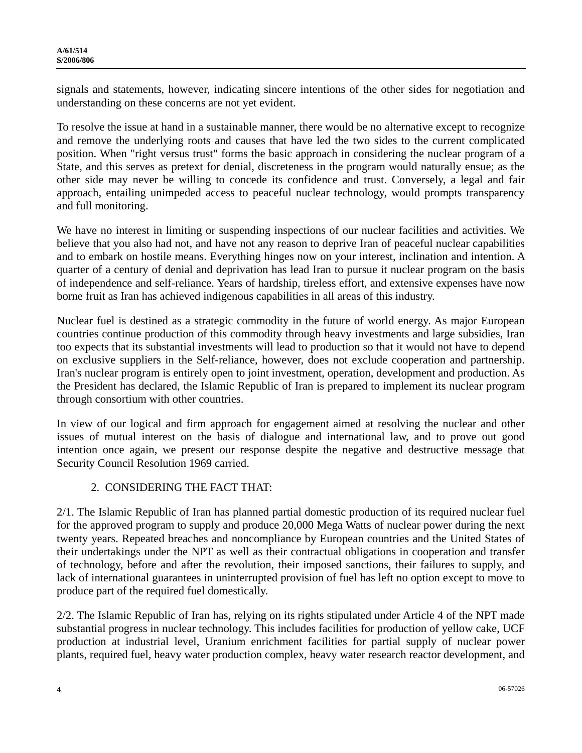signals and statements, however, indicating sincere intentions of the other sides for negotiation and understanding on these concerns are not yet evident.

To resolve the issue at hand in a sustainable manner, there would be no alternative except to recognize and remove the underlying roots and causes that have led the two sides to the current complicated position. When "right versus trust" forms the basic approach in considering the nuclear program of a State, and this serves as pretext for denial, discreteness in the program would naturally ensue; as the other side may never be willing to concede its confidence and trust. Conversely, a legal and fair approach, entailing unimpeded access to peaceful nuclear technology, would prompts transparency and full monitoring.

We have no interest in limiting or suspending inspections of our nuclear facilities and activities. We believe that you also had not, and have not any reason to deprive Iran of peaceful nuclear capabilities and to embark on hostile means. Everything hinges now on your interest, inclination and intention. A quarter of a century of denial and deprivation has lead Iran to pursue it nuclear program on the basis of independence and self-reliance. Years of hardship, tireless effort, and extensive expenses have now borne fruit as Iran has achieved indigenous capabilities in all areas of this industry.

Nuclear fuel is destined as a strategic commodity in the future of world energy. As major European countries continue production of this commodity through heavy investments and large subsidies, Iran too expects that its substantial investments will lead to production so that it would not have to depend on exclusive suppliers in the Self-reliance, however, does not exclude cooperation and partnership. Iran's nuclear program is entirely open to joint investment, operation, development and production. As the President has declared, the Islamic Republic of Iran is prepared to implement its nuclear program through consortium with other countries.

In view of our logical and firm approach for engagement aimed at resolving the nuclear and other issues of mutual interest on the basis of dialogue and international law, and to prove out good intention once again, we present our response despite the negative and destructive message that Security Council Resolution 1969 carried.

2. CONSIDERING THE FACT THAT:

2/1. The Islamic Republic of Iran has planned partial domestic production of its required nuclear fuel for the approved program to supply and produce 20,000 Mega Watts of nuclear power during the next twenty years. Repeated breaches and noncompliance by European countries and the United States of their undertakings under the NPT as well as their contractual obligations in cooperation and transfer of technology, before and after the revolution, their imposed sanctions, their failures to supply, and lack of international guarantees in uninterrupted provision of fuel has left no option except to move to produce part of the required fuel domestically.

2/2. The Islamic Republic of Iran has, relying on its rights stipulated under Article 4 of the NPT made substantial progress in nuclear technology. This includes facilities for production of yellow cake, UCF production at industrial level, Uranium enrichment facilities for partial supply of nuclear power plants, required fuel, heavy water production complex, heavy water research reactor development, and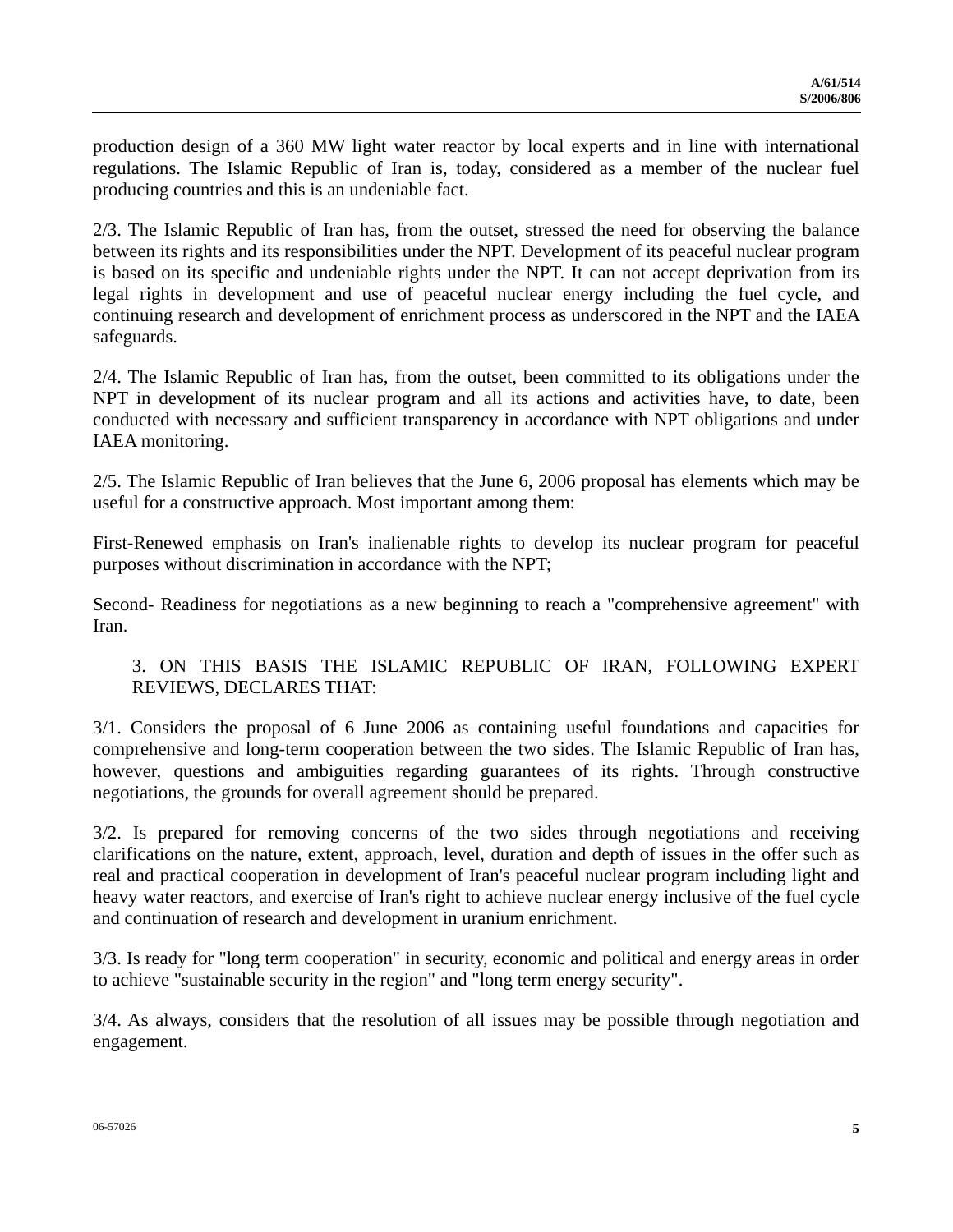production design of a 360 MW light water reactor by local experts and in line with international regulations. The Islamic Republic of Iran is, today, considered as a member of the nuclear fuel producing countries and this is an undeniable fact.

2/3. The Islamic Republic of Iran has, from the outset, stressed the need for observing the balance between its rights and its responsibilities under the NPT. Development of its peaceful nuclear program is based on its specific and undeniable rights under the NPT. It can not accept deprivation from its legal rights in development and use of peaceful nuclear energy including the fuel cycle, and continuing research and development of enrichment process as underscored in the NPT and the IAEA safeguards.

2/4. The Islamic Republic of Iran has, from the outset, been committed to its obligations under the NPT in development of its nuclear program and all its actions and activities have, to date, been conducted with necessary and sufficient transparency in accordance with NPT obligations and under IAEA monitoring.

2/5. The Islamic Republic of Iran believes that the June 6, 2006 proposal has elements which may be useful for a constructive approach. Most important among them:

First-Renewed emphasis on Iran's inalienable rights to develop its nuclear program for peaceful purposes without discrimination in accordance with the NPT;

Second- Readiness for negotiations as a new beginning to reach a "comprehensive agreement" with Iran.

3. ON THIS BASIS THE ISLAMIC REPUBLIC OF IRAN, FOLLOWING EXPERT REVIEWS, DECLARES THAT:

3/1. Considers the proposal of 6 June 2006 as containing useful foundations and capacities for comprehensive and long-term cooperation between the two sides. The Islamic Republic of Iran has, however, questions and ambiguities regarding guarantees of its rights. Through constructive negotiations, the grounds for overall agreement should be prepared.

3/2. Is prepared for removing concerns of the two sides through negotiations and receiving clarifications on the nature, extent, approach, level, duration and depth of issues in the offer such as real and practical cooperation in development of Iran's peaceful nuclear program including light and heavy water reactors, and exercise of Iran's right to achieve nuclear energy inclusive of the fuel cycle and continuation of research and development in uranium enrichment.

3/3. Is ready for "long term cooperation" in security, economic and political and energy areas in order to achieve "sustainable security in the region" and "long term energy security".

3/4. As always, considers that the resolution of all issues may be possible through negotiation and engagement.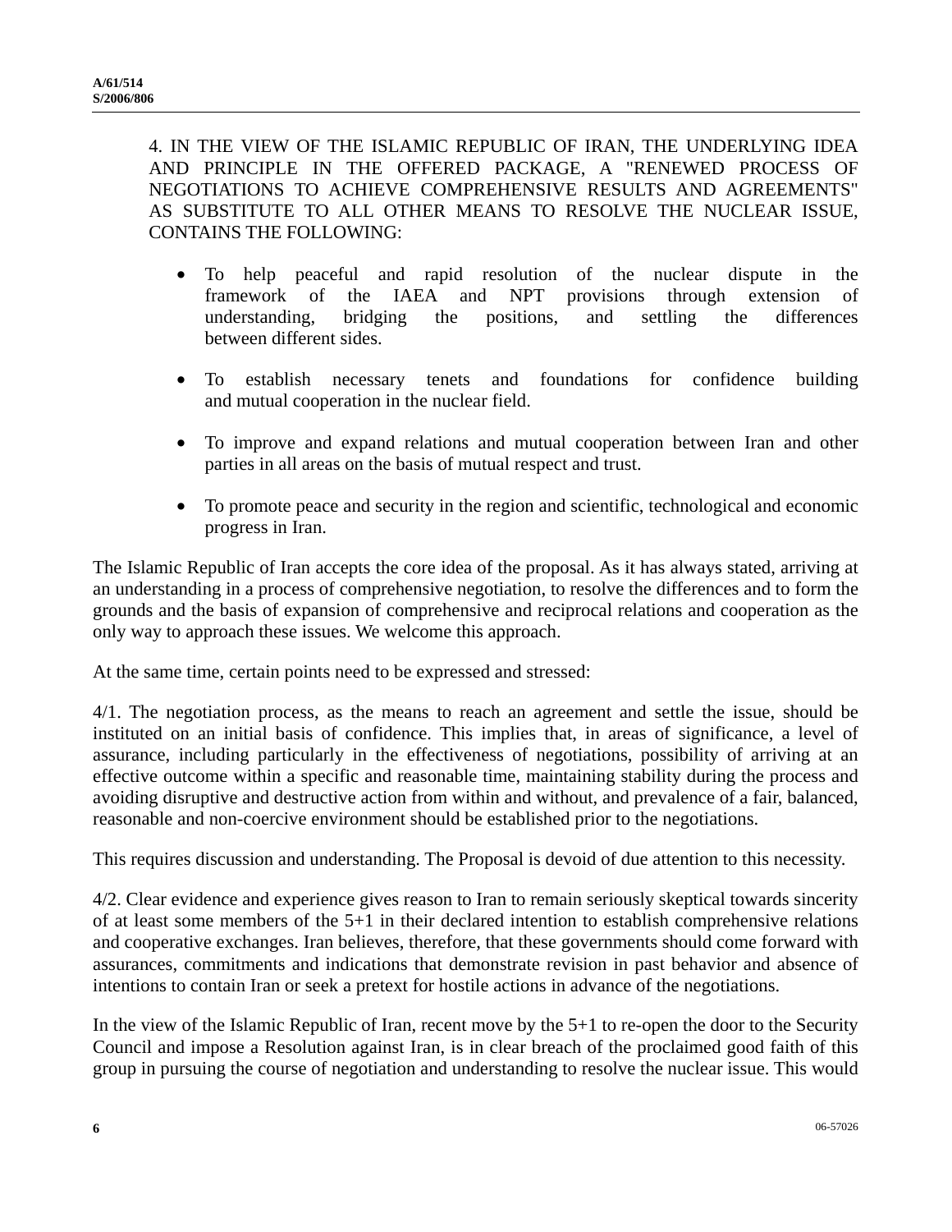4. IN THE VIEW OF THE ISLAMIC REPUBLIC OF IRAN, THE UNDERLYING IDEA AND PRINCIPLE IN THE OFFERED PACKAGE, A "RENEWED PROCESS OF NEGOTIATIONS TO ACHIEVE COMPREHENSIVE RESULTS AND AGREEMENTS" AS SUBSTITUTE TO ALL OTHER MEANS TO RESOLVE THE NUCLEAR ISSUE, CONTAINS THE FOLLOWING:

- To help peaceful and rapid resolution of the nuclear dispute in the framework of the IAEA and NPT provisions through extension of understanding, bridging the positions, and settling the differences between different sides.
- To establish necessary tenets and foundations for confidence building and mutual cooperation in the nuclear field.
- To improve and expand relations and mutual cooperation between Iran and other parties in all areas on the basis of mutual respect and trust.
- To promote peace and security in the region and scientific, technological and economic progress in Iran.

The Islamic Republic of Iran accepts the core idea of the proposal. As it has always stated, arriving at an understanding in a process of comprehensive negotiation, to resolve the differences and to form the grounds and the basis of expansion of comprehensive and reciprocal relations and cooperation as the only way to approach these issues. We welcome this approach.

At the same time, certain points need to be expressed and stressed:

4/1. The negotiation process, as the means to reach an agreement and settle the issue, should be instituted on an initial basis of confidence. This implies that, in areas of significance, a level of assurance, including particularly in the effectiveness of negotiations, possibility of arriving at an effective outcome within a specific and reasonable time, maintaining stability during the process and avoiding disruptive and destructive action from within and without, and prevalence of a fair, balanced, reasonable and non-coercive environment should be established prior to the negotiations.

This requires discussion and understanding. The Proposal is devoid of due attention to this necessity.

4/2. Clear evidence and experience gives reason to Iran to remain seriously skeptical towards sincerity of at least some members of the 5+1 in their declared intention to establish comprehensive relations and cooperative exchanges. Iran believes, therefore, that these governments should come forward with assurances, commitments and indications that demonstrate revision in past behavior and absence of intentions to contain Iran or seek a pretext for hostile actions in advance of the negotiations.

In the view of the Islamic Republic of Iran, recent move by the 5+1 to re-open the door to the Security Council and impose a Resolution against Iran, is in clear breach of the proclaimed good faith of this group in pursuing the course of negotiation and understanding to resolve the nuclear issue. This would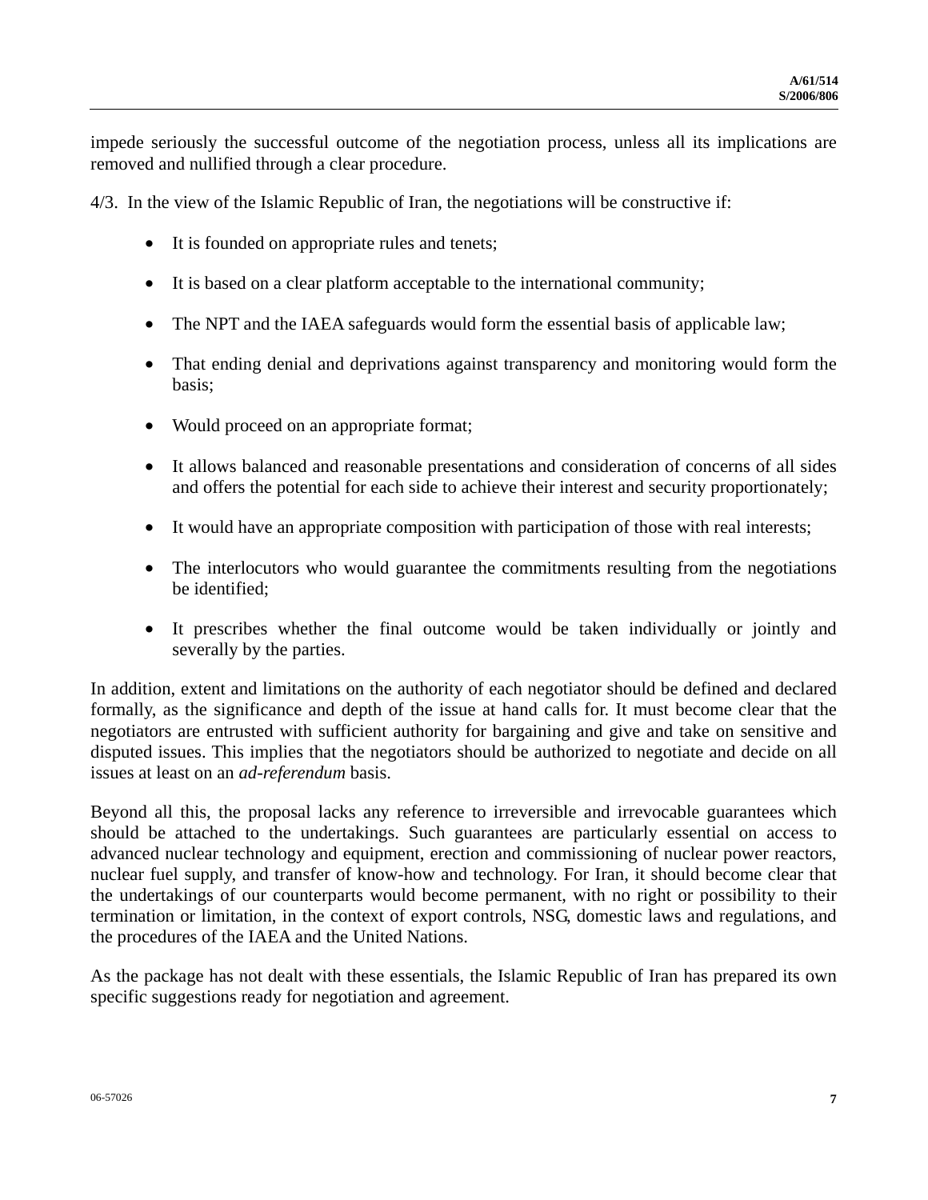impede seriously the successful outcome of the negotiation process, unless all its implications are removed and nullified through a clear procedure.

4/3. In the view of the Islamic Republic of Iran, the negotiations will be constructive if:

- It is founded on appropriate rules and tenets;
- It is based on a clear platform acceptable to the international community;
- The NPT and the IAEA safeguards would form the essential basis of applicable law;
- That ending denial and deprivations against transparency and monitoring would form the basis;
- Would proceed on an appropriate format;
- It allows balanced and reasonable presentations and consideration of concerns of all sides and offers the potential for each side to achieve their interest and security proportionately;
- It would have an appropriate composition with participation of those with real interests;
- The interlocutors who would guarantee the commitments resulting from the negotiations be identified;
- It prescribes whether the final outcome would be taken individually or jointly and severally by the parties.

In addition, extent and limitations on the authority of each negotiator should be defined and declared formally, as the significance and depth of the issue at hand calls for. It must become clear that the negotiators are entrusted with sufficient authority for bargaining and give and take on sensitive and disputed issues. This implies that the negotiators should be authorized to negotiate and decide on all issues at least on an *ad-referendum* basis.

Beyond all this, the proposal lacks any reference to irreversible and irrevocable guarantees which should be attached to the undertakings. Such guarantees are particularly essential on access to advanced nuclear technology and equipment, erection and commissioning of nuclear power reactors, nuclear fuel supply, and transfer of know-how and technology. For Iran, it should become clear that the undertakings of our counterparts would become permanent, with no right or possibility to their termination or limitation, in the context of export controls, NSG, domestic laws and regulations, and the procedures of the IAEA and the United Nations.

As the package has not dealt with these essentials, the Islamic Republic of Iran has prepared its own specific suggestions ready for negotiation and agreement.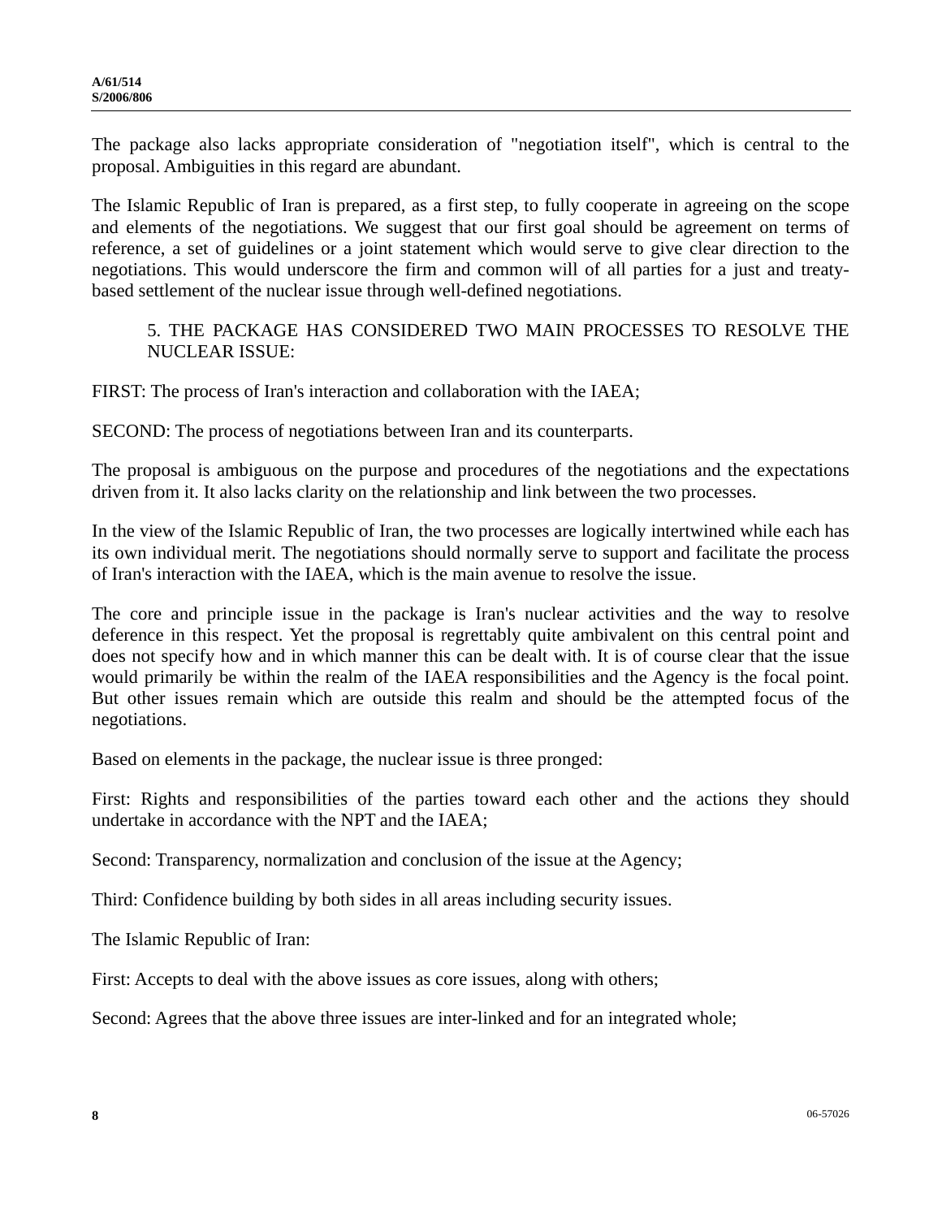The package also lacks appropriate consideration of "negotiation itself", which is central to the proposal. Ambiguities in this regard are abundant.

The Islamic Republic of Iran is prepared, as a first step, to fully cooperate in agreeing on the scope and elements of the negotiations. We suggest that our first goal should be agreement on terms of reference, a set of guidelines or a joint statement which would serve to give clear direction to the negotiations. This would underscore the firm and common will of all parties for a just and treaty-based settlement of the nuclear issue through well-defined negotiations.

5. THE PACKAGE HAS CONSIDERED TWO MAIN PROCESSES TO RESOLVE THE NUCLEAR ISSUE:

FIRST: The process of Iran's interaction and collaboration with the IAEA;

SECOND: The process of negotiations between Iran and its counterparts.

The proposal is ambiguous on the purpose and procedures of the negotiations and the expectations driven from it. It also lacks clarity on the relationship and link between the two processes.

In the view of the Islamic Republic of Iran, the two processes are logically intertwined while each has its own individual merit. The negotiations should normally serve to support and facilitate the process of Iran's interaction with the IAEA, which is the main avenue to resolve the issue.

The core and principle issue in the package is Iran's nuclear activities and the way to resolve deference in this respect. Yet the proposal is regrettably quite ambivalent on this central point and does not specify how and in which manner this can be dealt with. It is of course clear that the issue would primarily be within the realm of the IAEA responsibilities and the Agency is the focal point. But other issues remain which are outside this realm and should be the attempted focus of the negotiations.

Based on elements in the package, the nuclear issue is three pronged:

First: Rights and responsibilities of the parties toward each other and the actions they should undertake in accordance with the NPT and the IAEA;

Second: Transparency, normalization and conclusion of the issue at the Agency;

Third: Confidence building by both sides in all areas including security issues.

The Islamic Republic of Iran:

First: Accepts to deal with the above issues as core issues, along with others;

Second: Agrees that the above three issues are inter-linked and for an integrated whole;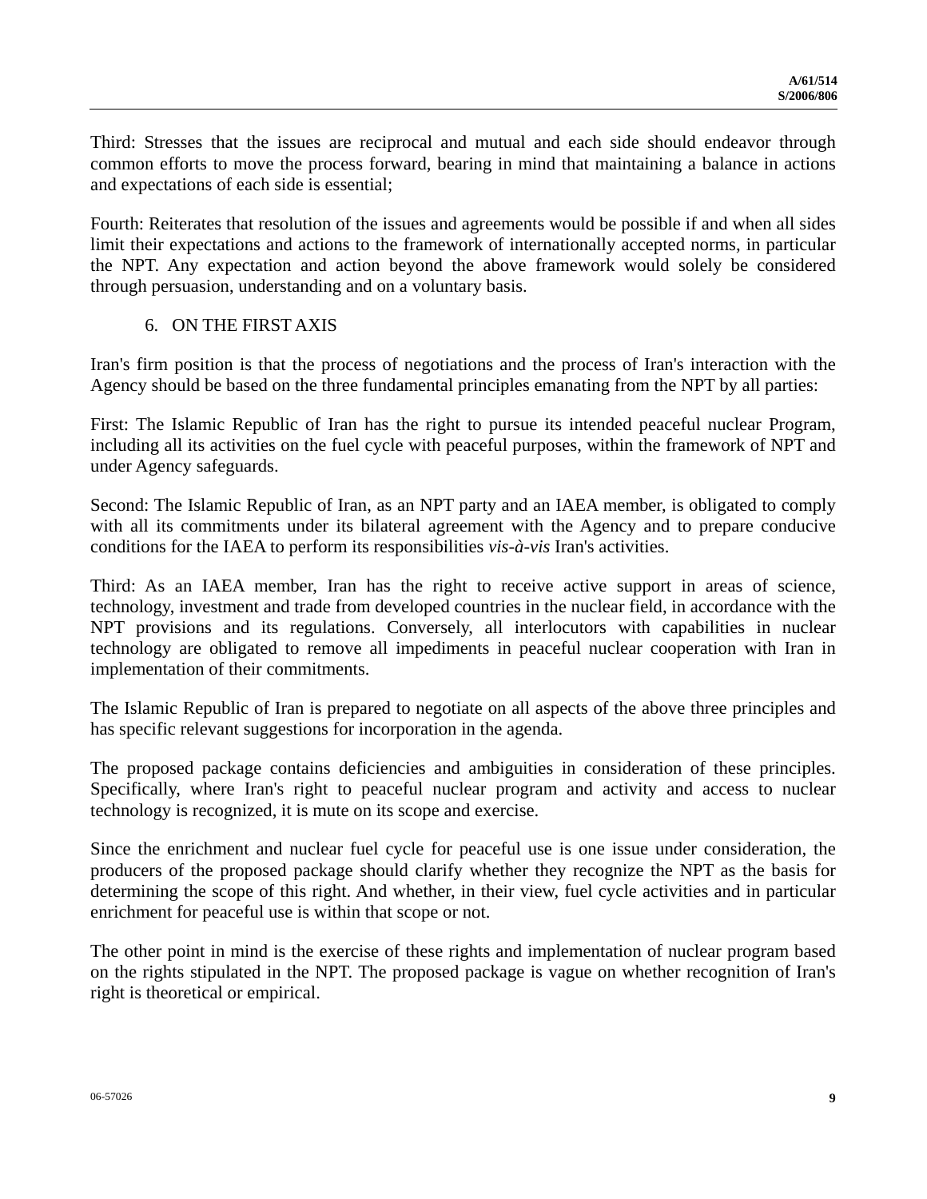Third: Stresses that the issues are reciprocal and mutual and each side should endeavor through common efforts to move the process forward, bearing in mind that maintaining a balance in actions and expectations of each side is essential;

Fourth: Reiterates that resolution of the issues and agreements would be possible if and when all sides limit their expectations and actions to the framework of internationally accepted norms, in particular the NPT. Any expectation and action beyond the above framework would solely be considered through persuasion, understanding and on a voluntary basis.

6. ON THE FIRST AXIS

Iran's firm position is that the process of negotiations and the process of Iran's interaction with the Agency should be based on the three fundamental principles emanating from the NPT by all parties:

First: The Islamic Republic of Iran has the right to pursue its intended peaceful nuclear Program, including all its activities on the fuel cycle with peaceful purposes, within the framework of NPT and under Agency safeguards.

Second: The Islamic Republic of Iran, as an NPT party and an IAEA member, is obligated to comply with all its commitments under its bilateral agreement with the Agency and to prepare conducive conditions for the IAEA to perform its responsibilities *vis-à-vis* Iran's activities.

Third: As an IAEA member, Iran has the right to receive active support in areas of science, technology, investment and trade from developed countries in the nuclear field, in accordance with the NPT provisions and its regulations. Conversely, all interlocutors with capabilities in nuclear technology are obligated to remove all impediments in peaceful nuclear cooperation with Iran in implementation of their commitments.

The Islamic Republic of Iran is prepared to negotiate on all aspects of the above three principles and has specific relevant suggestions for incorporation in the agenda.

The proposed package contains deficiencies and ambiguities in consideration of these principles. Specifically, where Iran's right to peaceful nuclear program and activity and access to nuclear technology is recognized, it is mute on its scope and exercise.

Since the enrichment and nuclear fuel cycle for peaceful use is one issue under consideration, the producers of the proposed package should clarify whether they recognize the NPT as the basis for determining the scope of this right. And whether, in their view, fuel cycle activities and in particular enrichment for peaceful use is within that scope or not.

The other point in mind is the exercise of these rights and implementation of nuclear program based on the rights stipulated in the NPT. The proposed package is vague on whether recognition of Iran's right is theoretical or empirical.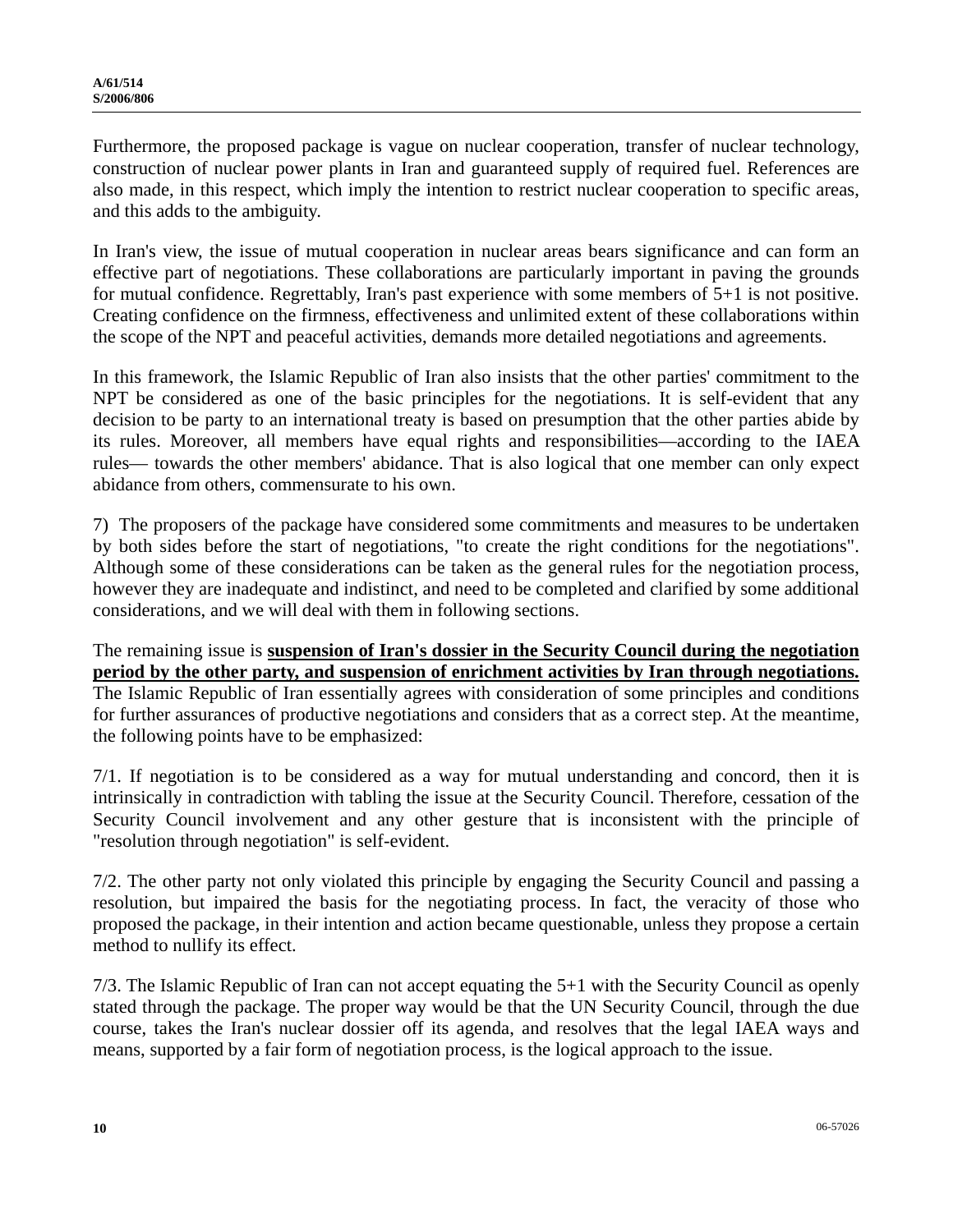Furthermore, the proposed package is vague on nuclear cooperation, transfer of nuclear technology, construction of nuclear power plants in Iran and guaranteed supply of required fuel. References are also made, in this respect, which imply the intention to restrict nuclear cooperation to specific areas, and this adds to the ambiguity.

In Iran's view, the issue of mutual cooperation in nuclear areas bears significance and can form an effective part of negotiations. These collaborations are particularly important in paving the grounds for mutual confidence. Regrettably, Iran's past experience with some members of 5+1 is not positive. Creating confidence on the firmness, effectiveness and unlimited extent of these collaborations within the scope of the NPT and peaceful activities, demands more detailed negotiations and agreements.

In this framework, the Islamic Republic of Iran also insists that the other parties' commitment to the NPT be considered as one of the basic principles for the negotiations. It is self-evident that any decision to be party to an international treaty is based on presumption that the other parties abide by its rules. Moreover, all members have equal rights and responsibilities—according to the IAEA rules— towards the other members' abidance. That is also logical that one member can only expect abidance from others, commensurate to his own.

7) The proposers of the package have considered some commitments and measures to be undertaken by both sides before the start of negotiations, "to create the right conditions for the negotiations". Although some of these considerations can be taken as the general rules for the negotiation process, however they are inadequate and indistinct, and need to be completed and clarified by some additional considerations, and we will deal with them in following sections.

The remaining issue is **suspension of Iran's dossier in the Security Council during the negotiation period by the other party, and suspension of enrichment activities by Iran through negotiations.** The Islamic Republic of Iran essentially agrees with consideration of some principles and conditions for further assurances of productive negotiations and considers that as a correct step. At the meantime, the following points have to be emphasized:

7/1. If negotiation is to be considered as a way for mutual understanding and concord, then it is intrinsically in contradiction with tabling the issue at the Security Council. Therefore, cessation of the Security Council involvement and any other gesture that is inconsistent with the principle of "resolution through negotiation" is self-evident.

7/2. The other party not only violated this principle by engaging the Security Council and passing a resolution, but impaired the basis for the negotiating process. In fact, the veracity of those who proposed the package, in their intention and action became questionable, unless they propose a certain method to nullify its effect.

7/3. The Islamic Republic of Iran can not accept equating the 5+1 with the Security Council as openly stated through the package. The proper way would be that the UN Security Council, through the due course, takes the Iran's nuclear dossier off its agenda, and resolves that the legal IAEA ways and means, supported by a fair form of negotiation process, is the logical approach to the issue.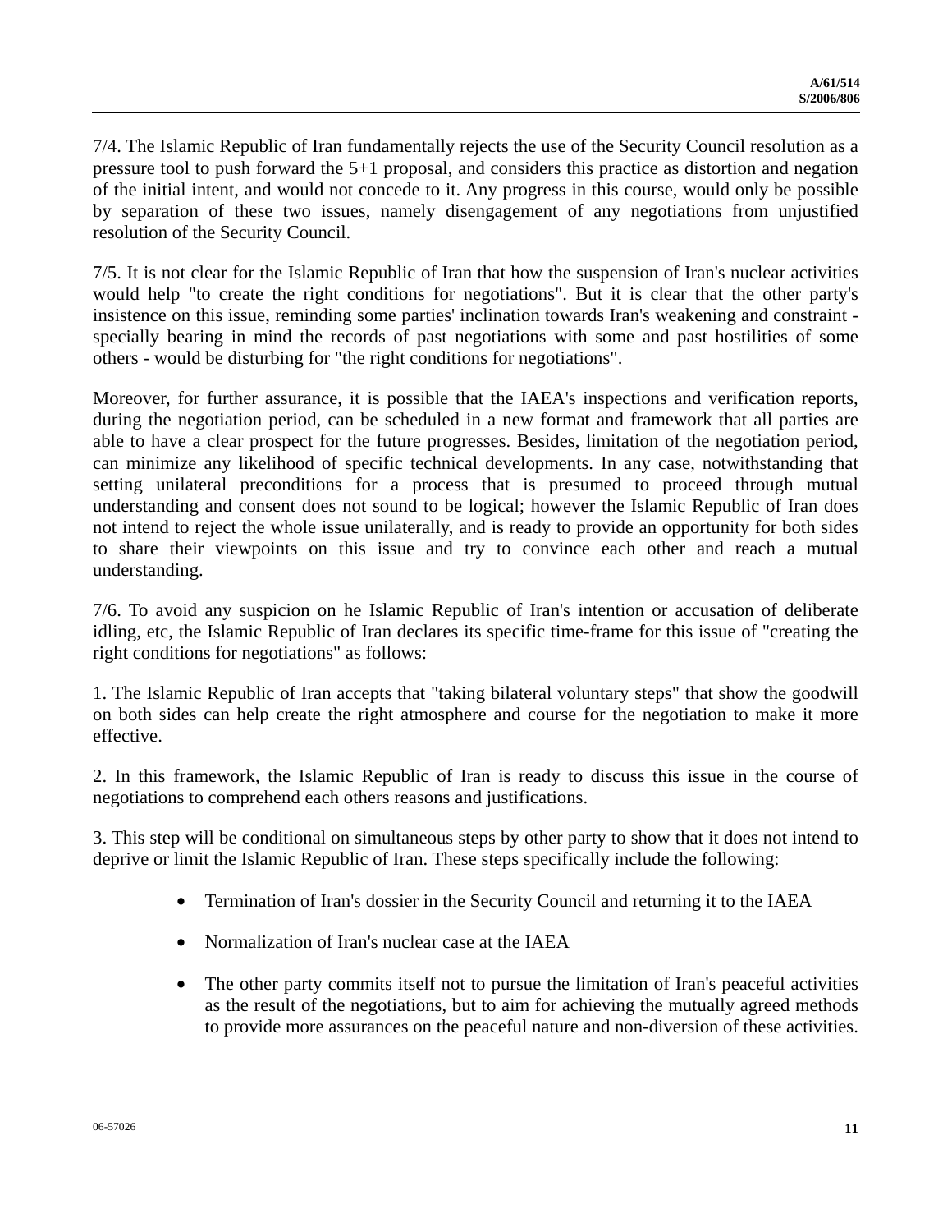7/4. The Islamic Republic of Iran fundamentally rejects the use of the Security Council resolution as a pressure tool to push forward the 5+1 proposal, and considers this practice as distortion and negation of the initial intent, and would not concede to it. Any progress in this course, would only be possible by separation of these two issues, namely disengagement of any negotiations from unjustified resolution of the Security Council.

7/5. It is not clear for the Islamic Republic of Iran that how the suspension of Iran's nuclear activities would help "to create the right conditions for negotiations". But it is clear that the other party's insistence on this issue, reminding some parties' inclination towards Iran's weakening and constraint - specially bearing in mind the records of past negotiations with some and past hostilities of some others - would be disturbing for "the right conditions for negotiations".

Moreover, for further assurance, it is possible that the IAEA's inspections and verification reports, during the negotiation period, can be scheduled in a new format and framework that all parties are able to have a clear prospect for the future progresses. Besides, limitation of the negotiation period, can minimize any likelihood of specific technical developments. In any case, notwithstanding that setting unilateral preconditions for a process that is presumed to proceed through mutual understanding and consent does not sound to be logical; however the Islamic Republic of Iran does not intend to reject the whole issue unilaterally, and is ready to provide an opportunity for both sides to share their viewpoints on this issue and try to convince each other and reach a mutual understanding.

7/6. To avoid any suspicion on he Islamic Republic of Iran's intention or accusation of deliberate idling, etc, the Islamic Republic of Iran declares its specific time-frame for this issue of "creating the right conditions for negotiations" as follows:

1. The Islamic Republic of Iran accepts that "taking bilateral voluntary steps" that show the goodwill on both sides can help create the right atmosphere and course for the negotiation to make it more effective.

2. In this framework, the Islamic Republic of Iran is ready to discuss this issue in the course of negotiations to comprehend each others reasons and justifications.

3. This step will be conditional on simultaneous steps by other party to show that it does not intend to deprive or limit the Islamic Republic of Iran. These steps specifically include the following:

- Termination of Iran's dossier in the Security Council and returning it to the IAEA
- Normalization of Iran's nuclear case at the IAEA
- The other party commits itself not to pursue the limitation of Iran's peaceful activities as the result of the negotiations, but to aim for achieving the mutually agreed methods to provide more assurances on the peaceful nature and non-diversion of these activities.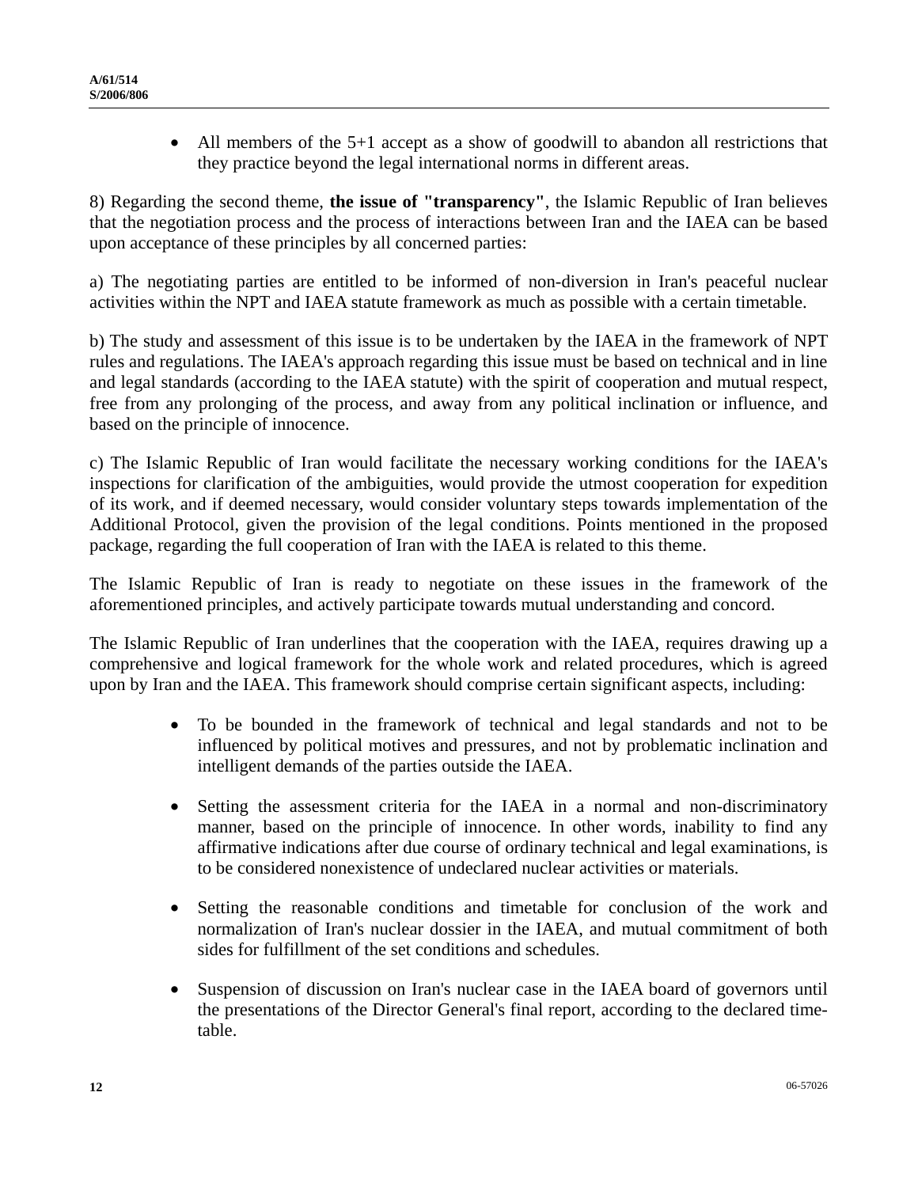- All members of the 5+1 accept as a show of goodwill to abandon all restrictions that they practice beyond the legal international norms in different areas.

8) Regarding the second theme, **the issue of "transparency"**, the Islamic Republic of Iran believes that the negotiation process and the process of interactions between Iran and the IAEA can be based upon acceptance of these principles by all concerned parties:

a) The negotiating parties are entitled to be informed of non-diversion in Iran's peaceful nuclear activities within the NPT and IAEA statute framework as much as possible with a certain timetable.

b) The study and assessment of this issue is to be undertaken by the IAEA in the framework of NPT rules and regulations. The IAEA's approach regarding this issue must be based on technical and in line and legal standards (according to the IAEA statute) with the spirit of cooperation and mutual respect, free from any prolonging of the process, and away from any political inclination or influence, and based on the principle of innocence.

c) The Islamic Republic of Iran would facilitate the necessary working conditions for the IAEA's inspections for clarification of the ambiguities, would provide the utmost cooperation for expedition of its work, and if deemed necessary, would consider voluntary steps towards implementation of the Additional Protocol, given the provision of the legal conditions. Points mentioned in the proposed package, regarding the full cooperation of Iran with the IAEA is related to this theme.

The Islamic Republic of Iran is ready to negotiate on these issues in the framework of the aforementioned principles, and actively participate towards mutual understanding and concord.

The Islamic Republic of Iran underlines that the cooperation with the IAEA, requires drawing up a comprehensive and logical framework for the whole work and related procedures, which is agreed upon by Iran and the IAEA. This framework should comprise certain significant aspects, including:

- To be bounded in the framework of technical and legal standards and not to be influenced by political motives and pressures, and not by problematic inclination and intelligent demands of the parties outside the IAEA.

- Setting the assessment criteria for the IAEA in a normal and non-discriminatory manner, based on the principle of innocence. In other words, inability to find any affirmative indications after due course of ordinary technical and legal examinations, is to be considered nonexistence of undeclared nuclear activities or materials.

- Setting the reasonable conditions and timetable for conclusion of the work and normalization of Iran's nuclear dossier in the IAEA, and mutual commitment of both sides for fulfillment of the set conditions and schedules.

- Suspension of discussion on Iran's nuclear case in the IAEA board of governors until the presentations of the Director General's final report, according to the declared time-table.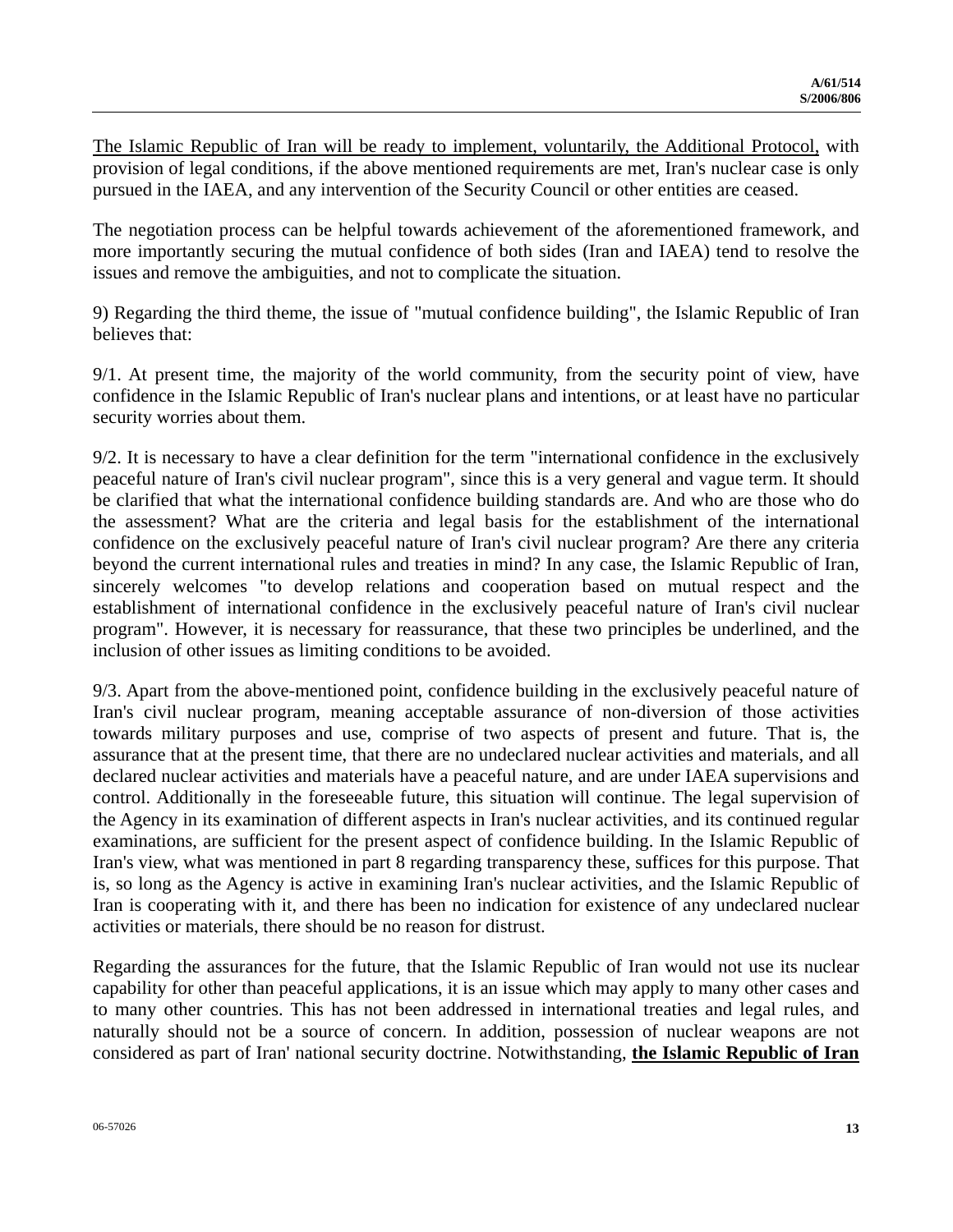<u>The Islamic Republic of Iran will be ready to implement, voluntarily, the Additional Protocol,</u> with provision of legal conditions, if the above mentioned requirements are met, Iran's nuclear case is only pursued in the IAEA, and any intervention of the Security Council or other entities are ceased.

The negotiation process can be helpful towards achievement of the aforementioned framework, and more importantly securing the mutual confidence of both sides (Iran and IAEA) tend to resolve the issues and remove the ambiguities, and not to complicate the situation.

9) Regarding the third theme, the issue of "mutual confidence building", the Islamic Republic of Iran believes that:

9/1. At present time, the majority of the world community, from the security point of view, have confidence in the Islamic Republic of Iran's nuclear plans and intentions, or at least have no particular security worries about them.

9/2. It is necessary to have a clear definition for the term "international confidence in the exclusively peaceful nature of Iran's civil nuclear program", since this is a very general and vague term. It should be clarified that what the international confidence building standards are. And who are those who do the assessment? What are the criteria and legal basis for the establishment of the international confidence on the exclusively peaceful nature of Iran's civil nuclear program? Are there any criteria beyond the current international rules and treaties in mind? In any case, the Islamic Republic of Iran, sincerely welcomes "to develop relations and cooperation based on mutual respect and the establishment of international confidence in the exclusively peaceful nature of Iran's civil nuclear program". However, it is necessary for reassurance, that these two principles be underlined, and the inclusion of other issues as limiting conditions to be avoided.

9/3. Apart from the above-mentioned point, confidence building in the exclusively peaceful nature of Iran's civil nuclear program, meaning acceptable assurance of non-diversion of those activities towards military purposes and use, comprise of two aspects of present and future. That is, the assurance that at the present time, that there are no undeclared nuclear activities and materials, and all declared nuclear activities and materials have a peaceful nature, and are under IAEA supervisions and control. Additionally in the foreseeable future, this situation will continue. The legal supervision of the Agency in its examination of different aspects in Iran's nuclear activities, and its continued regular examinations, are sufficient for the present aspect of confidence building. In the Islamic Republic of Iran's view, what was mentioned in part 8 regarding transparency these, suffices for this purpose. That is, so long as the Agency is active in examining Iran's nuclear activities, and the Islamic Republic of Iran is cooperating with it, and there has been no indication for existence of any undeclared nuclear activities or materials, there should be no reason for distrust.

Regarding the assurances for the future, that the Islamic Republic of Iran would not use its nuclear capability for other than peaceful applications, it is an issue which may apply to many other cases and to many other countries. This has not been addressed in international treaties and legal rules, and naturally should not be a source of concern. In addition, possession of nuclear weapons are not considered as part of Iran' national security doctrine. Notwithstanding, <u>**the Islamic Republic of Iran**</u>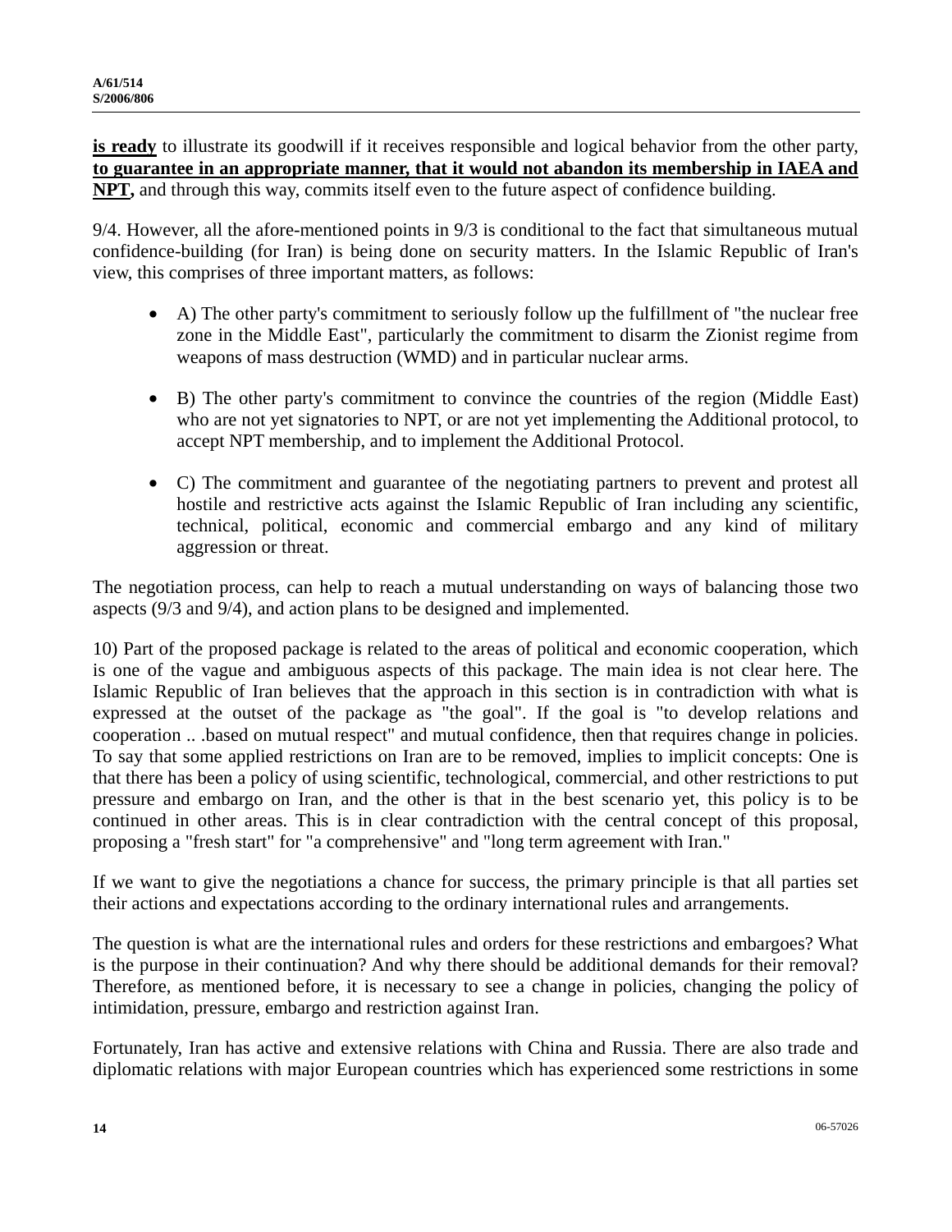**is ready** to illustrate its goodwill if it receives responsible and logical behavior from the other party, **to guarantee in an appropriate manner, that it would not abandon its membership in IAEA and NPT,** and through this way, commits itself even to the future aspect of confidence building.

9/4. However, all the afore-mentioned points in 9/3 is conditional to the fact that simultaneous mutual confidence-building (for Iran) is being done on security matters. In the Islamic Republic of Iran's view, this comprises of three important matters, as follows:

- A) The other party's commitment to seriously follow up the fulfillment of "the nuclear free zone in the Middle East", particularly the commitment to disarm the Zionist regime from weapons of mass destruction (WMD) and in particular nuclear arms.
- B) The other party's commitment to convince the countries of the region (Middle East) who are not yet signatories to NPT, or are not yet implementing the Additional protocol, to accept NPT membership, and to implement the Additional Protocol.
- C) The commitment and guarantee of the negotiating partners to prevent and protest all hostile and restrictive acts against the Islamic Republic of Iran including any scientific, technical, political, economic and commercial embargo and any kind of military aggression or threat.

The negotiation process, can help to reach a mutual understanding on ways of balancing those two aspects (9/3 and 9/4), and action plans to be designed and implemented.

10) Part of the proposed package is related to the areas of political and economic cooperation, which is one of the vague and ambiguous aspects of this package. The main idea is not clear here. The Islamic Republic of Iran believes that the approach in this section is in contradiction with what is expressed at the outset of the package as "the goal". If the goal is "to develop relations and cooperation .. .based on mutual respect" and mutual confidence, then that requires change in policies. To say that some applied restrictions on Iran are to be removed, implies to implicit concepts: One is that there has been a policy of using scientific, technological, commercial, and other restrictions to put pressure and embargo on Iran, and the other is that in the best scenario yet, this policy is to be continued in other areas. This is in clear contradiction with the central concept of this proposal, proposing a "fresh start" for "a comprehensive" and "long term agreement with Iran."

If we want to give the negotiations a chance for success, the primary principle is that all parties set their actions and expectations according to the ordinary international rules and arrangements.

The question is what are the international rules and orders for these restrictions and embargoes? What is the purpose in their continuation? And why there should be additional demands for their removal? Therefore, as mentioned before, it is necessary to see a change in policies, changing the policy of intimidation, pressure, embargo and restriction against Iran.

Fortunately, Iran has active and extensive relations with China and Russia. There are also trade and diplomatic relations with major European countries which has experienced some restrictions in some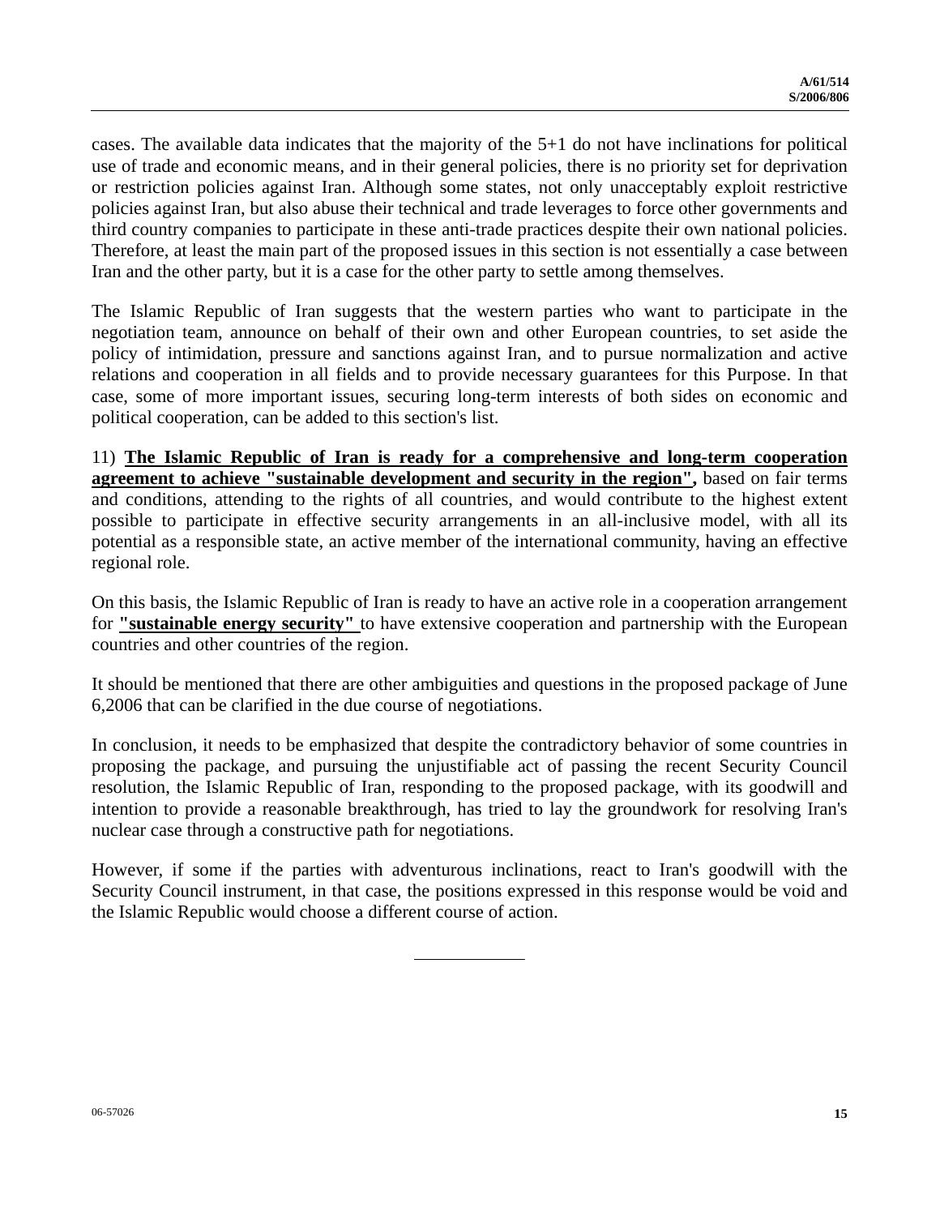cases. The available data indicates that the majority of the 5+1 do not have inclinations for political use of trade and economic means, and in their general policies, there is no priority set for deprivation or restriction policies against Iran. Although some states, not only unacceptably exploit restrictive policies against Iran, but also abuse their technical and trade leverages to force other governments and third country companies to participate in these anti-trade practices despite their own national policies. Therefore, at least the main part of the proposed issues in this section is not essentially a case between Iran and the other party, but it is a case for the other party to settle among themselves.

The Islamic Republic of Iran suggests that the western parties who want to participate in the negotiation team, announce on behalf of their own and other European countries, to set aside the policy of intimidation, pressure and sanctions against Iran, and to pursue normalization and active relations and cooperation in all fields and to provide necessary guarantees for this Purpose. In that case, some of more important issues, securing long-term interests of both sides on economic and political cooperation, can be added to this section's list.

11) **The Islamic Republic of Iran is ready for a comprehensive and long-term cooperation agreement to achieve "sustainable development and security in the region",** based on fair terms and conditions, attending to the rights of all countries, and would contribute to the highest extent possible to participate in effective security arrangements in an all-inclusive model, with all its potential as a responsible state, an active member of the international community, having an effective regional role.

On this basis, the Islamic Republic of Iran is ready to have an active role in a cooperation arrangement for **"sustainable energy security"** to have extensive cooperation and partnership with the European countries and other countries of the region.

It should be mentioned that there are other ambiguities and questions in the proposed package of June 6,2006 that can be clarified in the due course of negotiations.

In conclusion, it needs to be emphasized that despite the contradictory behavior of some countries in proposing the package, and pursuing the unjustifiable act of passing the recent Security Council resolution, the Islamic Republic of Iran, responding to the proposed package, with its goodwill and intention to provide a reasonable breakthrough, has tried to lay the groundwork for resolving Iran's nuclear case through a constructive path for negotiations.

However, if some if the parties with adventurous inclinations, react to Iran's goodwill with the Security Council instrument, in that case, the positions expressed in this response would be void and the Islamic Republic would choose a different course of action.